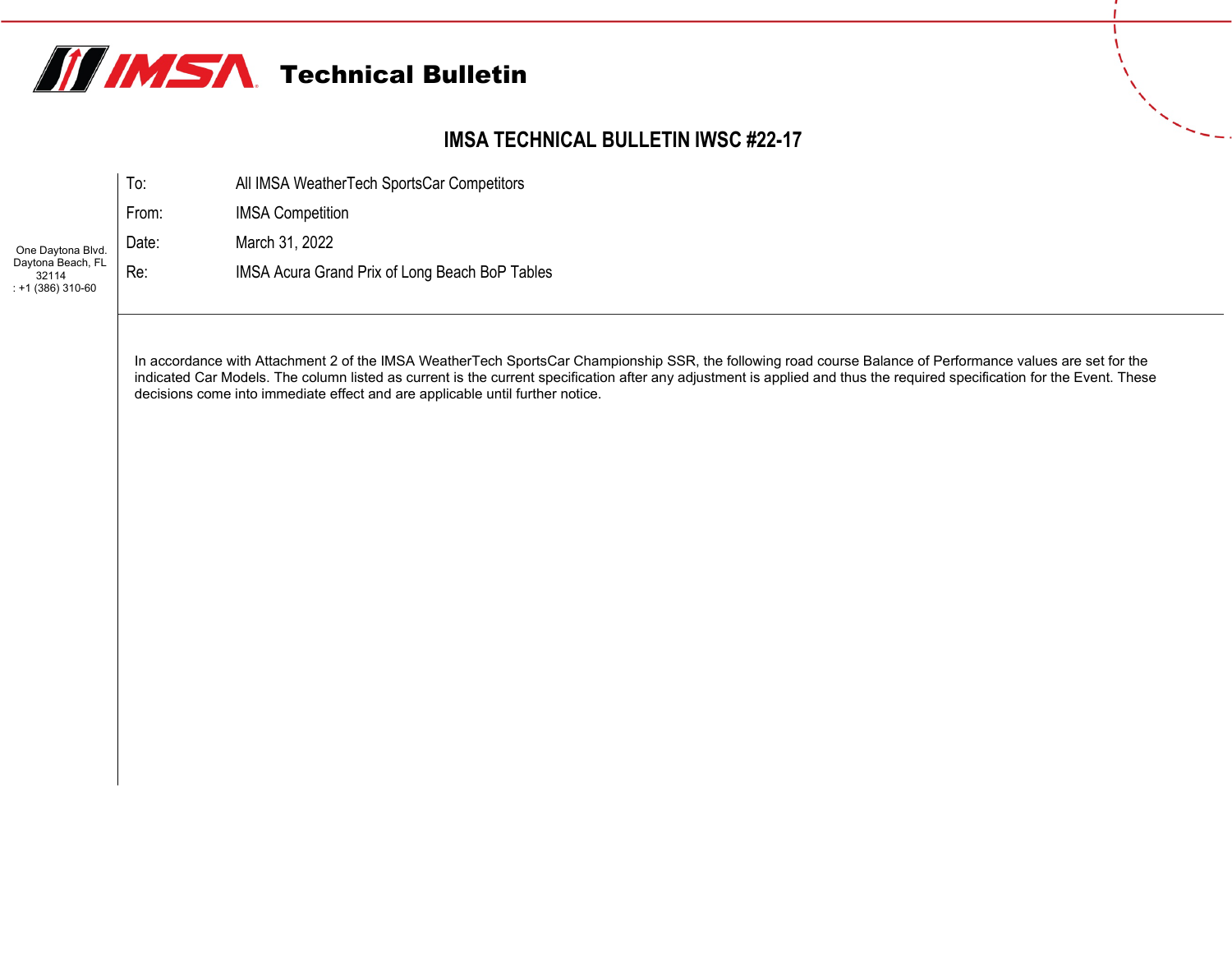# Technical Bulletin

## IMSA TECHNICAL BULLETIN IWSC #22-17

One Daytona Blvd.
Daytona Beach, FL
32114
: +1 (386) 310-60

| | |
|---|---|
| To: | All IMSA WeatherTech SportsCar Competitors |
| From: | IMSA Competition |
| Date: | March 31, 2022 |
| Re: | IMSA Acura Grand Prix of Long Beach BoP Tables |

In accordance with Attachment 2 of the IMSA WeatherTech SportsCar Championship SSR, the following road course Balance of Performance values are set for the indicated Car Models. The column listed as current is the current specification after any adjustment is applied and thus the required specification for the Event. These decisions come into immediate effect and are applicable until further notice.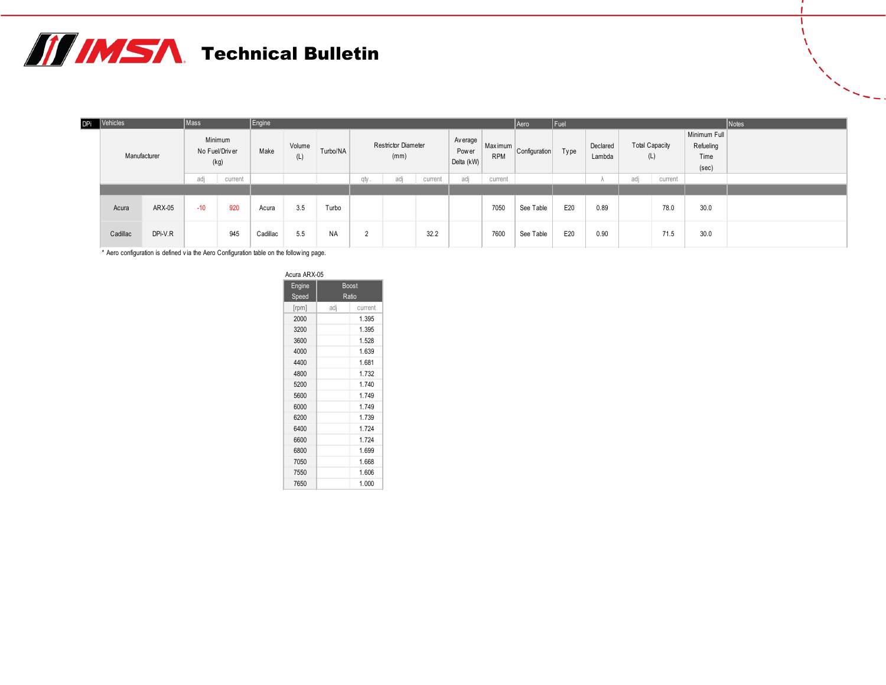# Technical Bulletin

| DPi | Vehicles | Mass | | Engine | | | | | | | | | Aero | Fuel | | | | | Notes |
|---|---|---|---|---|---|---|---|---|---|---|---|---|---|---|---|---|---|---|---|
| | Manufacturer | Minimum No Fuel/Driver (kg) | | Make | Volume (L) | Turbo/NA | Restrictor Diameter (mm) | | | Average Power Delta (kW) | Maximum RPM | | Configuration | Type | Declared Lambda | Total Capacity (L) | | Minimum Full Refueling Time (sec) | |
| | | adj | current | | | | qty. | adj | current | adj | current | | | | λ | adj | current | | |
| Acura | ARX-05 | -10 | 920 | Acura | 3.5 | Turbo | | | | | 7050 | | See Table | E20 | 0.89 | | 78.0 | 30.0 | |
| Cadillac | DPi-V.R | | 945 | Cadillac | 5.5 | NA | 2 | | 32.2 | | 7600 | | See Table | E20 | 0.90 | | 71.5 | 30.0 | |

\* Aero configuration is defined via the Aero Configuration table on the following page.

Acura ARX-05

| Engine Speed | Boost Ratio | |
|---|---|---|
| [rpm] | adj | current |
| 2000 | | 1.395 |
| 3200 | | 1.395 |
| 3600 | | 1.528 |
| 4000 | | 1.639 |
| 4400 | | 1.681 |
| 4800 | | 1.732 |
| 5200 | | 1.740 |
| 5600 | | 1.749 |
| 6000 | | 1.749 |
| 6200 | | 1.739 |
| 6400 | | 1.724 |
| 6600 | | 1.724 |
| 6800 | | 1.699 |
| 7050 | | 1.668 |
| 7550 | | 1.606 |
| 7650 | | 1.000 |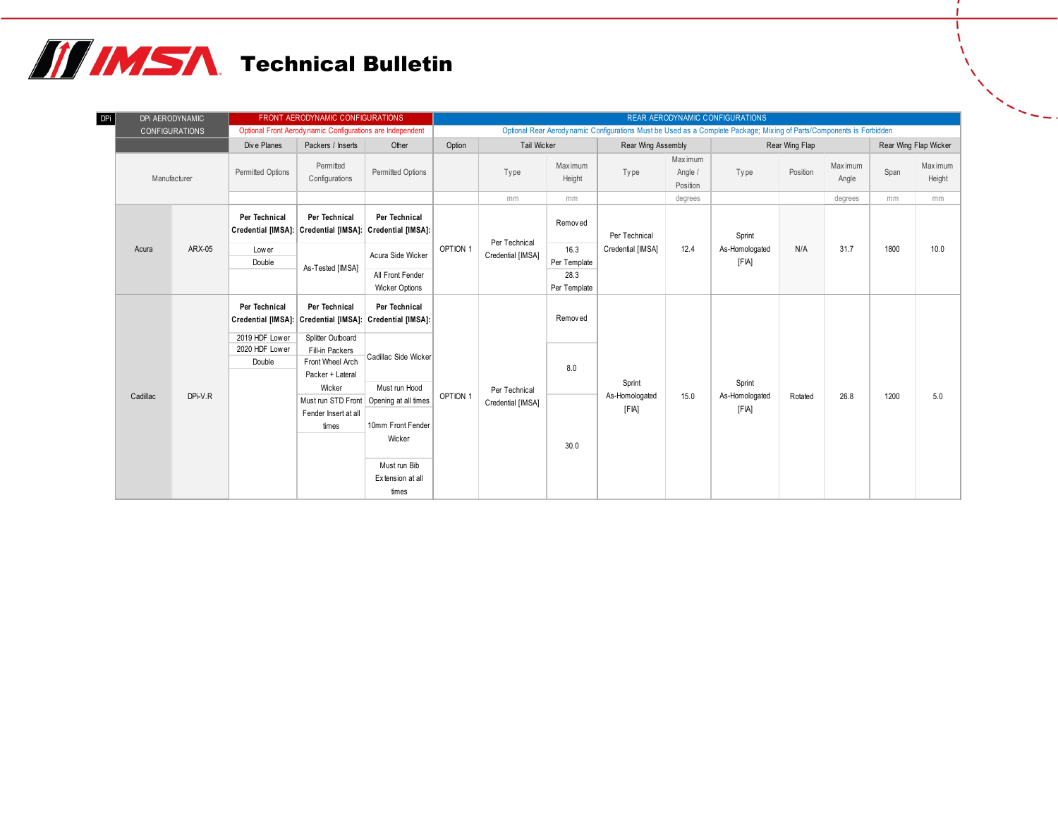# IMSA Technical Bulletin

| DPi AERODYNAMIC CONFIGURATIONS | | FRONT AERODYNAMIC CONFIGURATIONS | | | REAR AERODYNAMIC CONFIGURATIONS | | | | | | | | | | |
|---|---|---|---|---|---|---|---|---|---|---|---|---|---|---|---|
| | | Optional Front Aerodynamic Configurations are Independent | | | Optional Rear Aerodynamic Configurations Must be Used as a Complete Package; Mixing of Parts/Components is Forbidden | | | | | | | | | | |
| | | Dive Planes | Packers / Inserts | Other | Option | Tail Wicker | | Rear Wing Assembly | | Rear Wing Flap | | | Rear Wing Flap Wicker | | |
| Manufacturer | | Permitted Options | Permitted Configurations | Permitted Options | | Type | Maximum Height | Type | Maximum Angle / Position | Type | Position | Maximum Angle | Span | Maximum Height | |
| | | | | | | | mm | mm | | degrees | | | degrees | mm | mm |
| Acura | ARX-05 | **Per Technical Credential [IMSA]:** Lower; Double | **Per Technical Credential [IMSA]:** As-Tested [IMSA] | **Per Technical Credential [IMSA]:** Acura Side Wicker; All Front Fender Wicker Options | OPTION 1 | Per Technical Credential [IMSA] | Removed; 16.3 Per Template; 28.3 Per Template | Per Technical Credential [IMSA] | 12.4 | Sprint As-Homologated [FIA] | N/A | 31.7 | 1800 | 10.0 | |
| Cadillac | DPi-V.R | **Per Technical Credential [IMSA]:** 2019 HDF Lower; 2020 HDF Lower; Double | **Per Technical Credential [IMSA]:** Splitter Outboard Fill-in Packers; Front Wheel Arch Packer + Lateral Wicker; Must run STD Front Fender Insert at all times | **Per Technical Credential [IMSA]:** Cadillac Side Wicker; Must run Hood Opening at all times; 10mm Front Fender Wicker; Must run Bib Extension at all times | OPTION 1 | Per Technical Credential [IMSA] | Removed; 8.0; 30.0 | Sprint As-Homologated [FIA] | 15.0 | Sprint As-Homologated [FIA] | Rotated | 26.8 | 1200 | 5.0 | |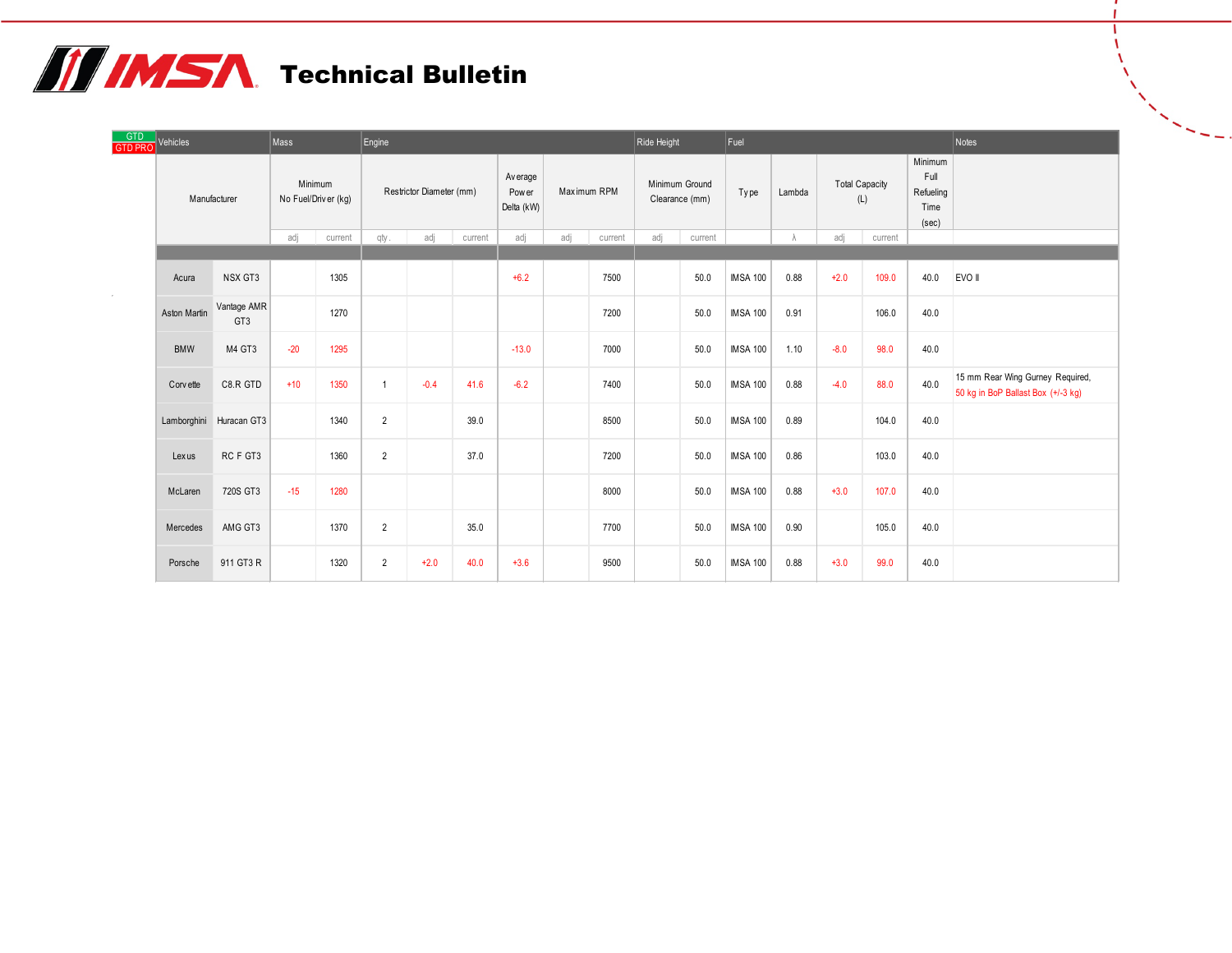# Technical Bulletin

| GTD / GTD PRO Vehicles | | Mass | | Engine | | | | | | | Ride Height | | Fuel | | | | | Notes |
|---|---|---|---|---|---|---|---|---|---|---|---|---|---|---|---|---|---|---|
| Manufacturer | | Minimum No Fuel/Driver (kg) | | Restrictor Diameter (mm) | | | Average Power Delta (kW) | Maximum RPM | | Minimum Ground Clearance (mm) | | Type | Lambda | Total Capacity (L) | | Minimum Full Refueling Time (sec) | | |
| | | adj | current | qty. | adj | current | adj | adj | current | adj | current | | λ | adj | current | | | |
| Acura | NSX GT3 | | 1305 | | | | +6.2 | | 7500 | | 50.0 | IMSA 100 | 0.88 | +2.0 | 109.0 | 40.0 | | EVO II |
| Aston Martin | Vantage AMR GT3 | | 1270 | | | | | | 7200 | | 50.0 | IMSA 100 | 0.91 | | 106.0 | 40.0 | | |
| BMW | M4 GT3 | -20 | 1295 | | | | -13.0 | | 7000 | | 50.0 | IMSA 100 | 1.10 | -8.0 | 98.0 | 40.0 | | |
| Corvette | C8.R GTD | +10 | 1350 | 1 | -0.4 | 41.6 | -6.2 | | 7400 | | 50.0 | IMSA 100 | 0.88 | -4.0 | 88.0 | 40.0 | | 15 mm Rear Wing Gurney Required, 50 kg in BoP Ballast Box (+/-3 kg) |
| Lamborghini | Huracan GT3 | | 1340 | 2 | | 39.0 | | | 8500 | | 50.0 | IMSA 100 | 0.89 | | 104.0 | 40.0 | | |
| Lexus | RC F GT3 | | 1360 | 2 | | 37.0 | | | 7200 | | 50.0 | IMSA 100 | 0.86 | | 103.0 | 40.0 | | |
| McLaren | 720S GT3 | -15 | 1280 | | | | | | 8000 | | 50.0 | IMSA 100 | 0.88 | +3.0 | 107.0 | 40.0 | | |
| Mercedes | AMG GT3 | | 1370 | 2 | | 35.0 | | | 7700 | | 50.0 | IMSA 100 | 0.90 | | 105.0 | 40.0 | | |
| Porsche | 911 GT3 R | | 1320 | 2 | +2.0 | 40.0 | +3.6 | | 9500 | | 50.0 | IMSA 100 | 0.88 | +3.0 | 99.0 | 40.0 | | |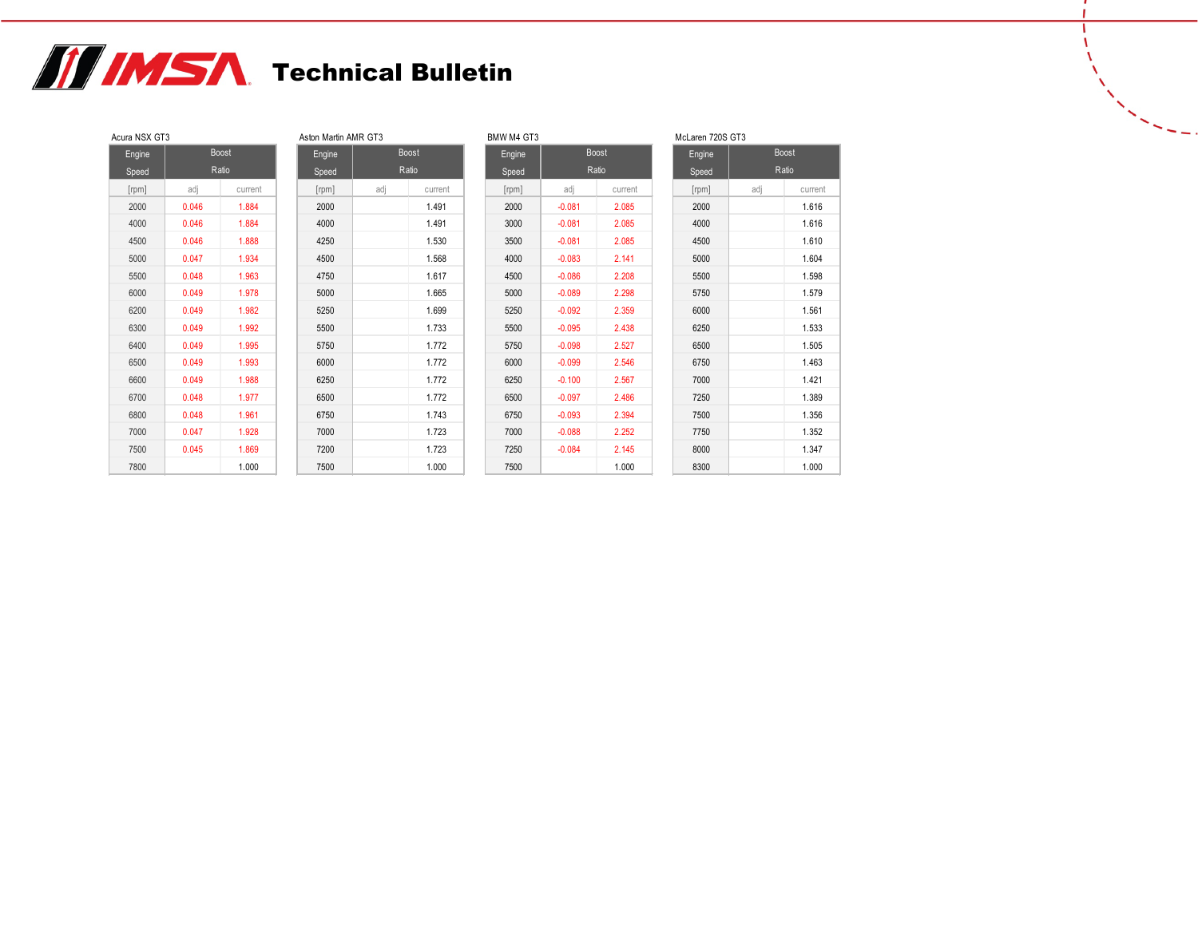# IMSA Technical Bulletin

**Acura NSX GT3**

| Engine Speed | Boost Ratio | |
|---|---|---|
| [rpm] | adj | current |
| 2000 | 0.046 | 1.884 |
| 4000 | 0.046 | 1.884 |
| 4500 | 0.046 | 1.888 |
| 5000 | 0.047 | 1.934 |
| 5500 | 0.048 | 1.963 |
| 6000 | 0.049 | 1.978 |
| 6200 | 0.049 | 1.982 |
| 6300 | 0.049 | 1.992 |
| 6400 | 0.049 | 1.995 |
| 6500 | 0.049 | 1.993 |
| 6600 | 0.049 | 1.988 |
| 6700 | 0.048 | 1.977 |
| 6800 | 0.048 | 1.961 |
| 7000 | 0.047 | 1.928 |
| 7500 | 0.045 | 1.869 |
| 7800 | | 1.000 |

**Aston Martin AMR GT3**

| Engine Speed | Boost Ratio | |
|---|---|---|
| [rpm] | adj | current |
| 2000 | | 1.491 |
| 4000 | | 1.491 |
| 4250 | | 1.530 |
| 4500 | | 1.568 |
| 4750 | | 1.617 |
| 5000 | | 1.665 |
| 5250 | | 1.699 |
| 5500 | | 1.733 |
| 5750 | | 1.772 |
| 6000 | | 1.772 |
| 6250 | | 1.772 |
| 6500 | | 1.772 |
| 6750 | | 1.743 |
| 7000 | | 1.723 |
| 7200 | | 1.723 |
| 7500 | | 1.000 |

**BMW M4 GT3**

| Engine Speed | Boost Ratio | |
|---|---|---|
| [rpm] | adj | current |
| 2000 | -0.081 | 2.085 |
| 3000 | -0.081 | 2.085 |
| 3500 | -0.081 | 2.085 |
| 4000 | -0.083 | 2.141 |
| 4500 | -0.086 | 2.208 |
| 5000 | -0.089 | 2.298 |
| 5250 | -0.092 | 2.359 |
| 5500 | -0.095 | 2.438 |
| 5750 | -0.098 | 2.527 |
| 6000 | -0.099 | 2.546 |
| 6250 | -0.100 | 2.567 |
| 6500 | -0.097 | 2.486 |
| 6750 | -0.093 | 2.394 |
| 7000 | -0.088 | 2.252 |
| 7250 | -0.084 | 2.145 |
| 7500 | | 1.000 |

**McLaren 720S GT3**

| Engine Speed | Boost Ratio | |
|---|---|---|
| [rpm] | adj | current |
| 2000 | | 1.616 |
| 4000 | | 1.616 |
| 4500 | | 1.610 |
| 5000 | | 1.604 |
| 5500 | | 1.598 |
| 5750 | | 1.579 |
| 6000 | | 1.561 |
| 6250 | | 1.533 |
| 6500 | | 1.505 |
| 6750 | | 1.463 |
| 7000 | | 1.421 |
| 7250 | | 1.389 |
| 7500 | | 1.356 |
| 7750 | | 1.352 |
| 8000 | | 1.347 |
| 8300 | | 1.000 |